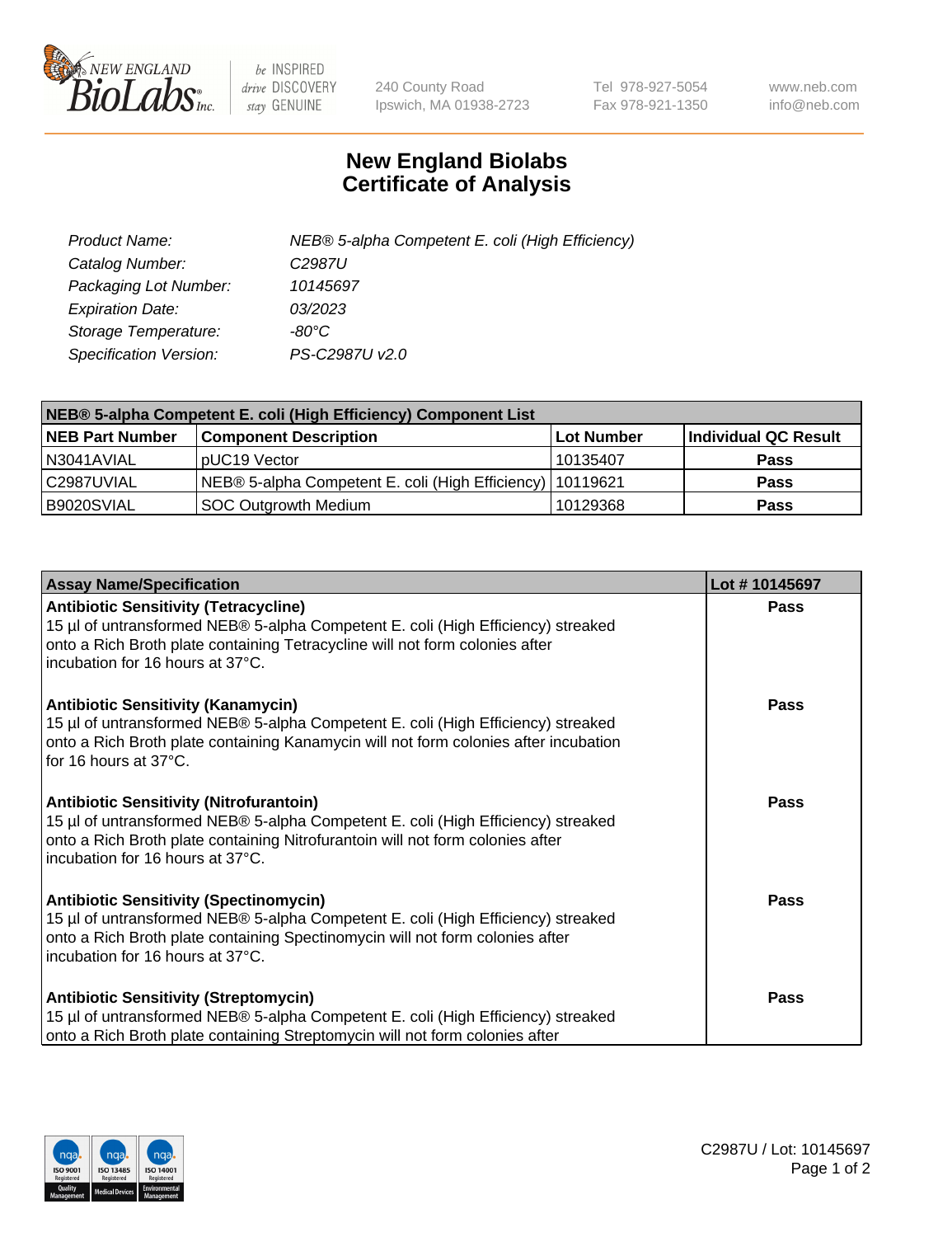New England BioLabs Inc. — be INSPIRED drive DISCOVERY stay GENUINE

240 County Road
Ipswich, MA 01938-2723

Tel 978-927-5054
Fax 978-921-1350

www.neb.com
info@neb.com

# New England Biolabs
# Certificate of Analysis

| | |
|---|---|
| *Product Name:* | *NEB® 5-alpha Competent E. coli (High Efficiency)* |
| *Catalog Number:* | *C2987U* |
| *Packaging Lot Number:* | *10145697* |
| *Expiration Date:* | *03/2023* |
| *Storage Temperature:* | *-80°C* |
| *Specification Version:* | *PS-C2987U v2.0* |

| **NEB® 5-alpha Competent E. coli (High Efficiency) Component List** | | | |
|---|---|---|---|
| **NEB Part Number** | **Component Description** | **Lot Number** | **Individual QC Result** |
| N3041AVIAL | pUC19 Vector | 10135407 | **Pass** |
| C2987UVIAL | NEB® 5-alpha Competent E. coli (High Efficiency) | 10119621 | **Pass** |
| B9020SVIAL | SOC Outgrowth Medium | 10129368 | **Pass** |

| **Assay Name/Specification** | **Lot # 10145697** |
|---|---|
| **Antibiotic Sensitivity (Tetracycline)**<br>15 µl of untransformed NEB® 5-alpha Competent E. coli (High Efficiency) streaked onto a Rich Broth plate containing Tetracycline will not form colonies after incubation for 16 hours at 37°C. | **Pass** |
| **Antibiotic Sensitivity (Kanamycin)**<br>15 µl of untransformed NEB® 5-alpha Competent E. coli (High Efficiency) streaked onto a Rich Broth plate containing Kanamycin will not form colonies after incubation for 16 hours at 37°C. | **Pass** |
| **Antibiotic Sensitivity (Nitrofurantoin)**<br>15 µl of untransformed NEB® 5-alpha Competent E. coli (High Efficiency) streaked onto a Rich Broth plate containing Nitrofurantoin will not form colonies after incubation for 16 hours at 37°C. | **Pass** |
| **Antibiotic Sensitivity (Spectinomycin)**<br>15 µl of untransformed NEB® 5-alpha Competent E. coli (High Efficiency) streaked onto a Rich Broth plate containing Spectinomycin will not form colonies after incubation for 16 hours at 37°C. | **Pass** |
| **Antibiotic Sensitivity (Streptomycin)**<br>15 µl of untransformed NEB® 5-alpha Competent E. coli (High Efficiency) streaked onto a Rich Broth plate containing Streptomycin will not form colonies after | **Pass** |

C2987U / Lot: 10145697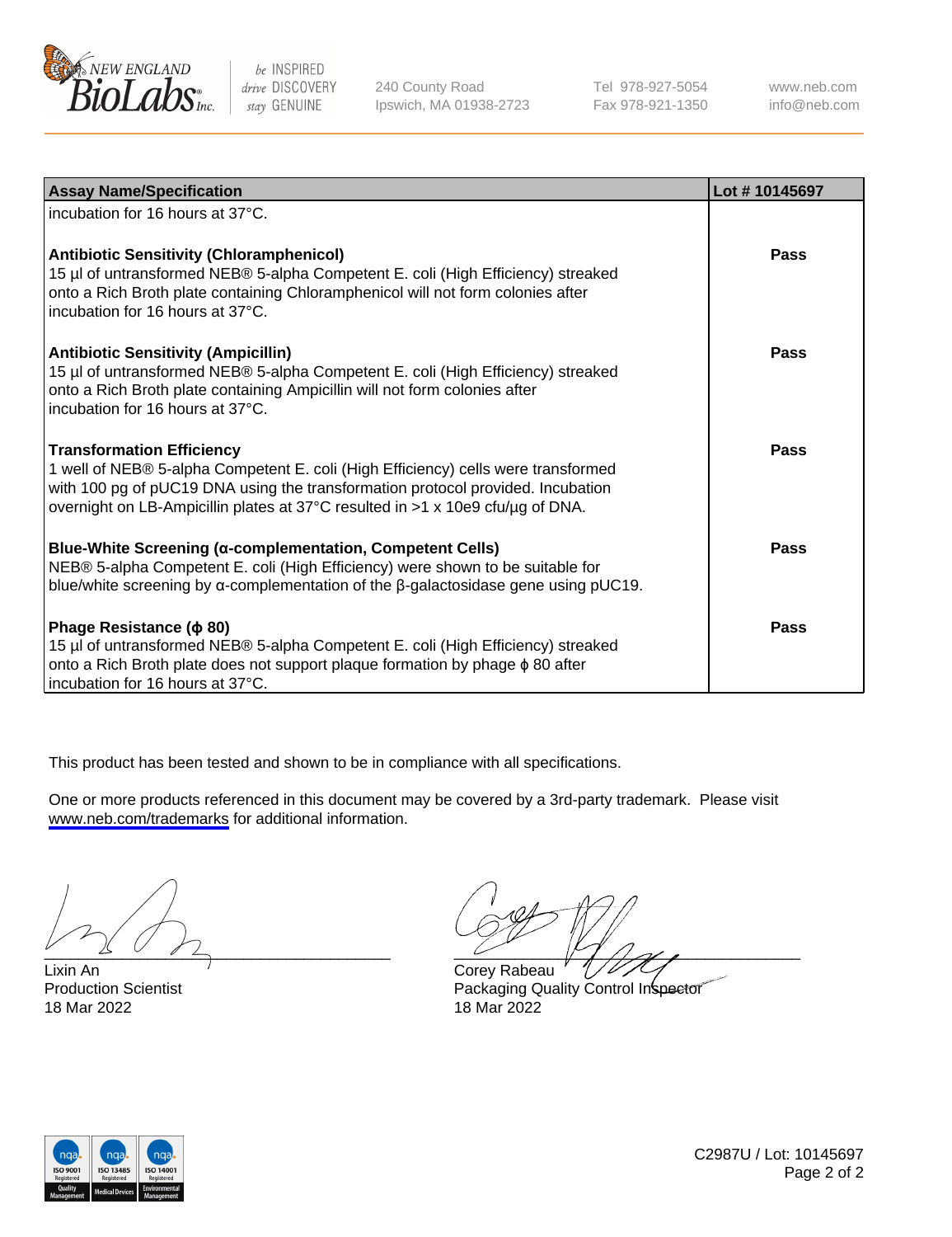| Assay Name/Specification | Lot # 10145697 |
| --- | --- |
| incubation for 16 hours at 37°C. | |
| **Antibiotic Sensitivity (Chloramphenicol)**<br>15 µl of untransformed NEB® 5-alpha Competent E. coli (High Efficiency) streaked onto a Rich Broth plate containing Chloramphenicol will not form colonies after incubation for 16 hours at 37°C. | Pass |
| **Antibiotic Sensitivity (Ampicillin)**<br>15 µl of untransformed NEB® 5-alpha Competent E. coli (High Efficiency) streaked onto a Rich Broth plate containing Ampicillin will not form colonies after incubation for 16 hours at 37°C. | Pass |
| **Transformation Efficiency**<br>1 well of NEB® 5-alpha Competent E. coli (High Efficiency) cells were transformed with 100 pg of pUC19 DNA using the transformation protocol provided. Incubation overnight on LB-Ampicillin plates at 37°C resulted in >1 x 10e9 cfu/µg of DNA. | Pass |
| **Blue-White Screening (α-complementation, Competent Cells)**<br>NEB® 5-alpha Competent E. coli (High Efficiency) were shown to be suitable for blue/white screening by α-complementation of the β-galactosidase gene using pUC19. | Pass |
| **Phage Resistance (ϕ 80)**<br>15 µl of untransformed NEB® 5-alpha Competent E. coli (High Efficiency) streaked onto a Rich Broth plate does not support plaque formation by phage ϕ 80 after incubation for 16 hours at 37°C. | Pass |

This product has been tested and shown to be in compliance with all specifications.

One or more products referenced in this document may be covered by a 3rd-party trademark. Please visit www.neb.com/trademarks for additional information.

Lixin An
Production Scientist
18 Mar 2022

Corey Rabeau
Packaging Quality Control Inspector
18 Mar 2022

C2987U / Lot: 10145697